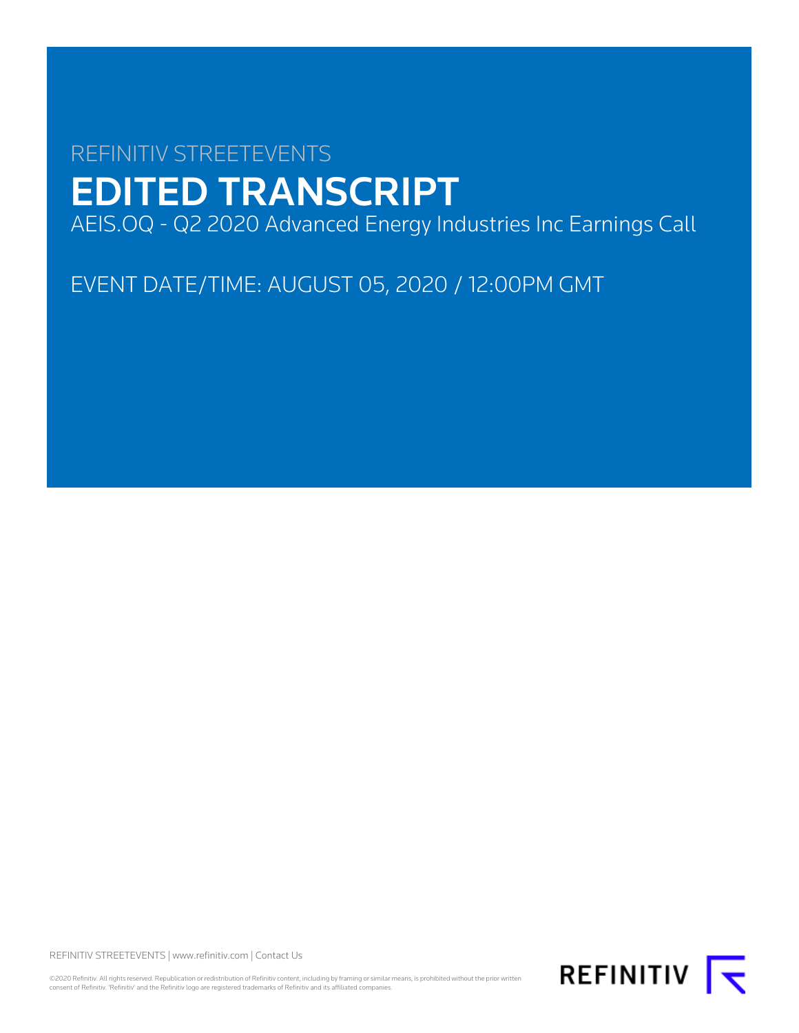REFINITIV STREETEVENTS

# EDITED TRANSCRIPT

AEIS.OQ - Q2 2020 Advanced Energy Industries Inc Earnings Call

EVENT DATE/TIME: AUGUST 05, 2020 / 12:00PM GMT

REFINITIV STREETEVENTS | www.refinitiv.com | Contact Us

©2020 Refinitiv. All rights reserved. Republication or redistribution of Refinitiv content, including by framing or similar means, is prohibited without the prior written consent of Refinitiv. 'Refinitiv' and the Refinitiv logo are registered trademarks of Refinitiv and its affiliated companies.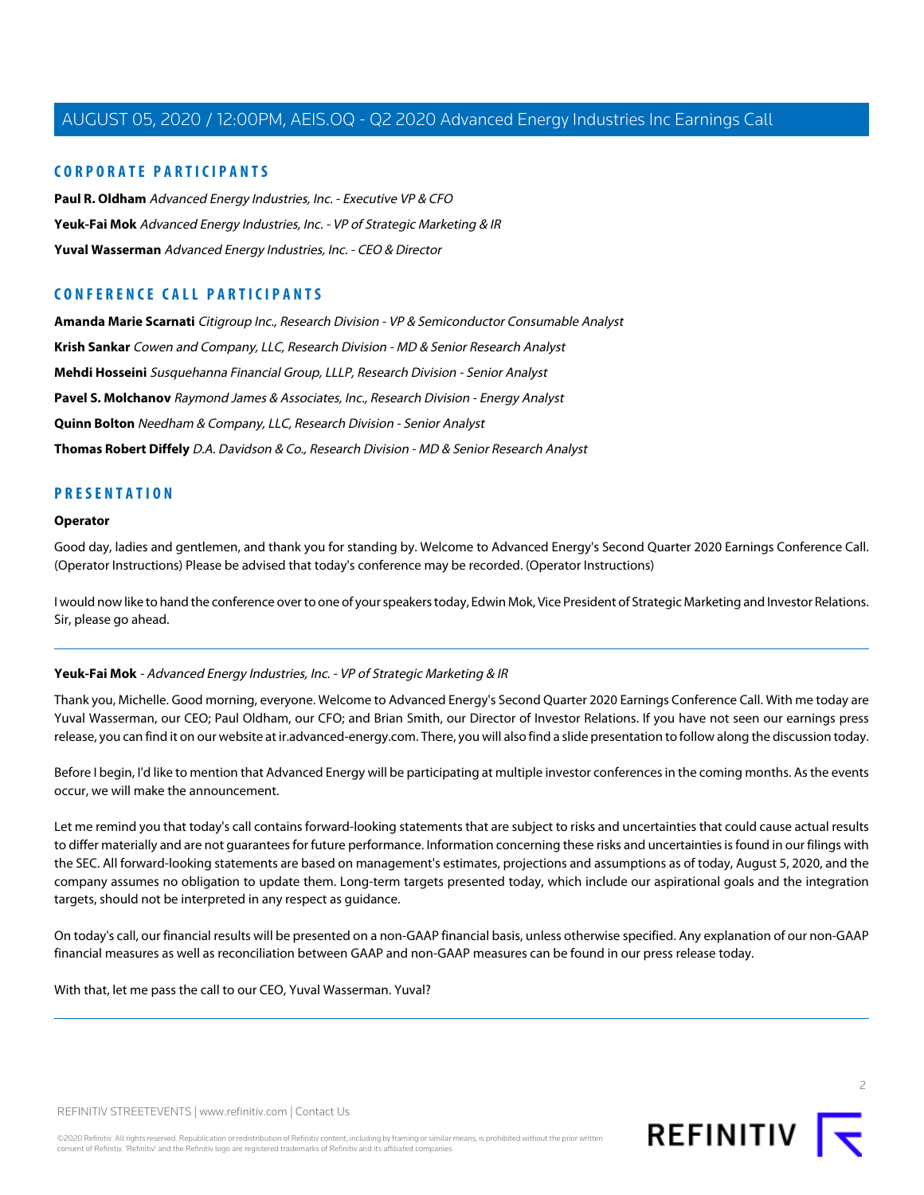## CORPORATE PARTICIPANTS

**Paul R. Oldham** *Advanced Energy Industries, Inc. - Executive VP & CFO*

**Yeuk-Fai Mok** *Advanced Energy Industries, Inc. - VP of Strategic Marketing & IR*

**Yuval Wasserman** *Advanced Energy Industries, Inc. - CEO & Director*

## CONFERENCE CALL PARTICIPANTS

**Amanda Marie Scarnati** *Citigroup Inc., Research Division - VP & Semiconductor Consumable Analyst*

**Krish Sankar** *Cowen and Company, LLC, Research Division - MD & Senior Research Analyst*

**Mehdi Hosseini** *Susquehanna Financial Group, LLLP, Research Division - Senior Analyst*

**Pavel S. Molchanov** *Raymond James & Associates, Inc., Research Division - Energy Analyst*

**Quinn Bolton** *Needham & Company, LLC, Research Division - Senior Analyst*

**Thomas Robert Diffely** *D.A. Davidson & Co., Research Division - MD & Senior Research Analyst*

## PRESENTATION

**Operator**

Good day, ladies and gentlemen, and thank you for standing by. Welcome to Advanced Energy's Second Quarter 2020 Earnings Conference Call. (Operator Instructions) Please be advised that today's conference may be recorded. (Operator Instructions)

I would now like to hand the conference over to one of your speakers today, Edwin Mok, Vice President of Strategic Marketing and Investor Relations. Sir, please go ahead.

---

**Yeuk-Fai Mok** - *Advanced Energy Industries, Inc. - VP of Strategic Marketing & IR*

Thank you, Michelle. Good morning, everyone. Welcome to Advanced Energy's Second Quarter 2020 Earnings Conference Call. With me today are Yuval Wasserman, our CEO; Paul Oldham, our CFO; and Brian Smith, our Director of Investor Relations. If you have not seen our earnings press release, you can find it on our website at ir.advanced-energy.com. There, you will also find a slide presentation to follow along the discussion today.

Before I begin, I'd like to mention that Advanced Energy will be participating at multiple investor conferences in the coming months. As the events occur, we will make the announcement.

Let me remind you that today's call contains forward-looking statements that are subject to risks and uncertainties that could cause actual results to differ materially and are not guarantees for future performance. Information concerning these risks and uncertainties is found in our filings with the SEC. All forward-looking statements are based on management's estimates, projections and assumptions as of today, August 5, 2020, and the company assumes no obligation to update them. Long-term targets presented today, which include our aspirational goals and the integration targets, should not be interpreted in any respect as guidance.

On today's call, our financial results will be presented on a non-GAAP financial basis, unless otherwise specified. Any explanation of our non-GAAP financial measures as well as reconciliation between GAAP and non-GAAP measures can be found in our press release today.

With that, let me pass the call to our CEO, Yuval Wasserman. Yuval?

---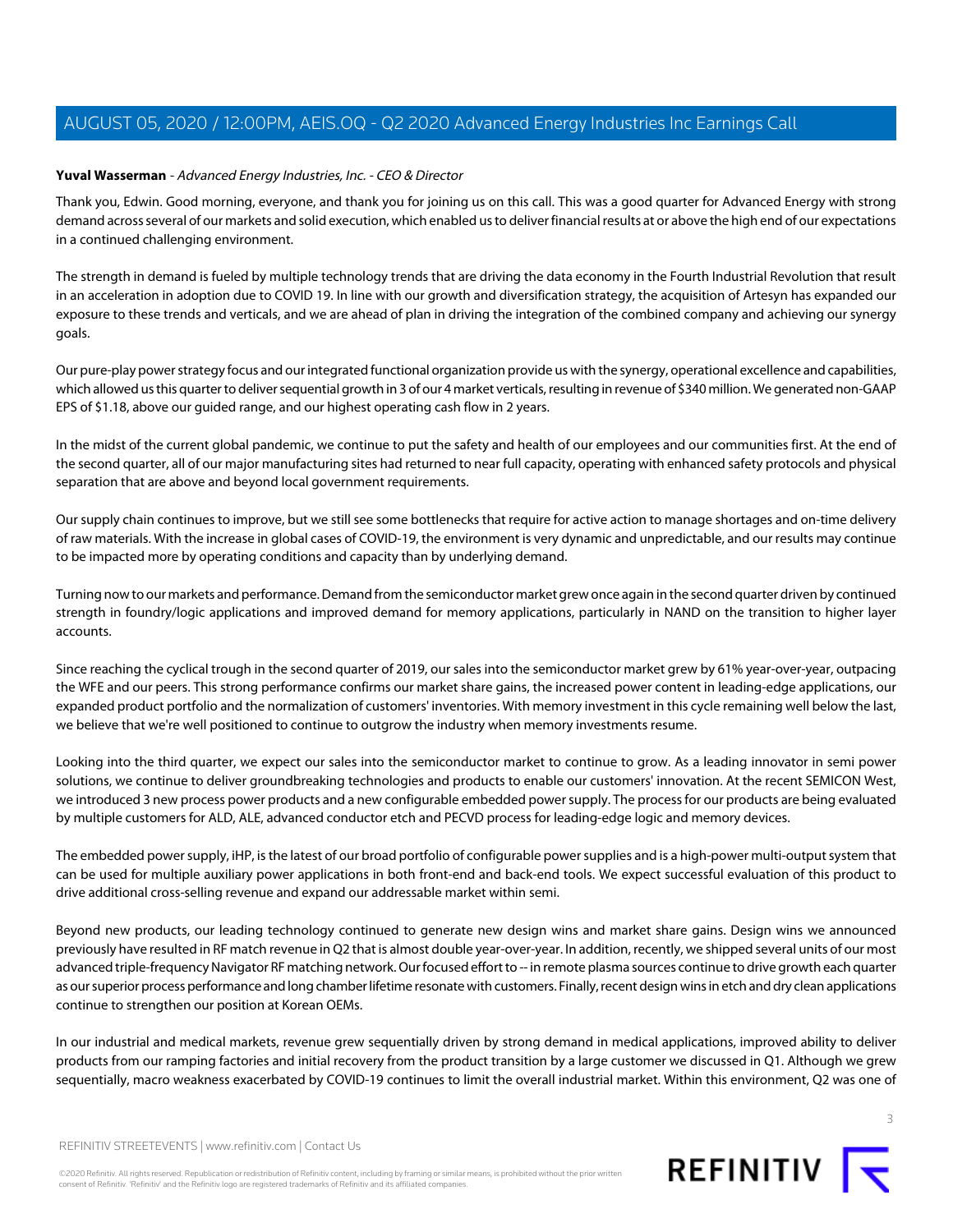**Yuval Wasserman** - *Advanced Energy Industries, Inc. - CEO & Director*

Thank you, Edwin. Good morning, everyone, and thank you for joining us on this call. This was a good quarter for Advanced Energy with strong demand across several of our markets and solid execution, which enabled us to deliver financial results at or above the high end of our expectations in a continued challenging environment.

The strength in demand is fueled by multiple technology trends that are driving the data economy in the Fourth Industrial Revolution that result in an acceleration in adoption due to COVID 19. In line with our growth and diversification strategy, the acquisition of Artesyn has expanded our exposure to these trends and verticals, and we are ahead of plan in driving the integration of the combined company and achieving our synergy goals.

Our pure-play power strategy focus and our integrated functional organization provide us with the synergy, operational excellence and capabilities, which allowed us this quarter to deliver sequential growth in 3 of our 4 market verticals, resulting in revenue of $340 million. We generated non-GAAP EPS of $1.18, above our guided range, and our highest operating cash flow in 2 years.

In the midst of the current global pandemic, we continue to put the safety and health of our employees and our communities first. At the end of the second quarter, all of our major manufacturing sites had returned to near full capacity, operating with enhanced safety protocols and physical separation that are above and beyond local government requirements.

Our supply chain continues to improve, but we still see some bottlenecks that require for active action to manage shortages and on-time delivery of raw materials. With the increase in global cases of COVID-19, the environment is very dynamic and unpredictable, and our results may continue to be impacted more by operating conditions and capacity than by underlying demand.

Turning now to our markets and performance. Demand from the semiconductor market grew once again in the second quarter driven by continued strength in foundry/logic applications and improved demand for memory applications, particularly in NAND on the transition to higher layer accounts.

Since reaching the cyclical trough in the second quarter of 2019, our sales into the semiconductor market grew by 61% year-over-year, outpacing the WFE and our peers. This strong performance confirms our market share gains, the increased power content in leading-edge applications, our expanded product portfolio and the normalization of customers' inventories. With memory investment in this cycle remaining well below the last, we believe that we're well positioned to continue to outgrow the industry when memory investments resume.

Looking into the third quarter, we expect our sales into the semiconductor market to continue to grow. As a leading innovator in semi power solutions, we continue to deliver groundbreaking technologies and products to enable our customers' innovation. At the recent SEMICON West, we introduced 3 new process power products and a new configurable embedded power supply. The process for our products are being evaluated by multiple customers for ALD, ALE, advanced conductor etch and PECVD process for leading-edge logic and memory devices.

The embedded power supply, iHP, is the latest of our broad portfolio of configurable power supplies and is a high-power multi-output system that can be used for multiple auxiliary power applications in both front-end and back-end tools. We expect successful evaluation of this product to drive additional cross-selling revenue and expand our addressable market within semi.

Beyond new products, our leading technology continued to generate new design wins and market share gains. Design wins we announced previously have resulted in RF match revenue in Q2 that is almost double year-over-year. In addition, recently, we shipped several units of our most advanced triple-frequency Navigator RF matching network. Our focused effort to -- in remote plasma sources continue to drive growth each quarter as our superior process performance and long chamber lifetime resonate with customers. Finally, recent design wins in etch and dry clean applications continue to strengthen our position at Korean OEMs.

In our industrial and medical markets, revenue grew sequentially driven by strong demand in medical applications, improved ability to deliver products from our ramping factories and initial recovery from the product transition by a large customer we discussed in Q1. Although we grew sequentially, macro weakness exacerbated by COVID-19 continues to limit the overall industrial market. Within this environment, Q2 was one of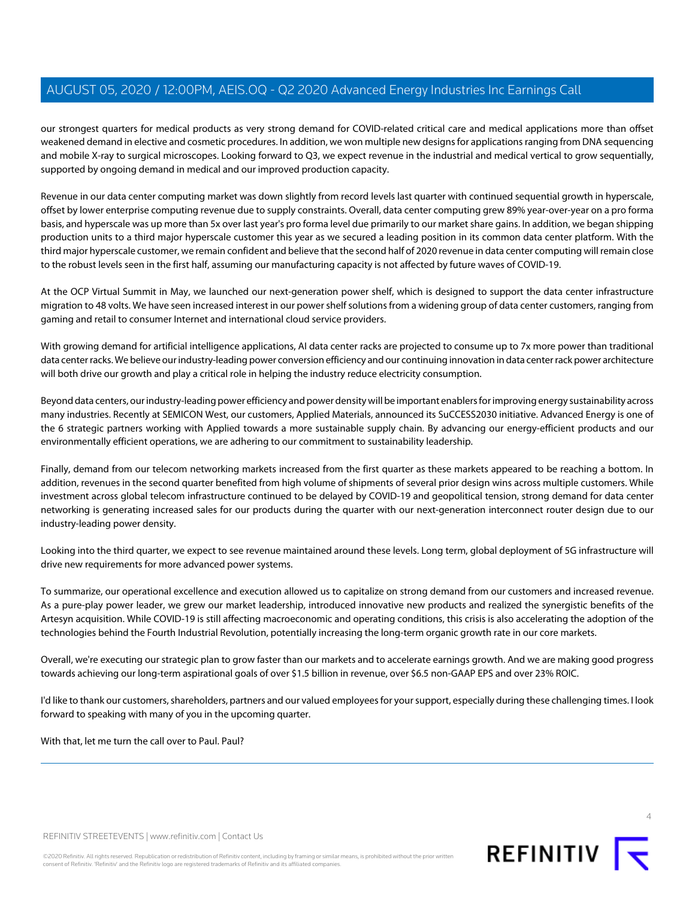our strongest quarters for medical products as very strong demand for COVID-related critical care and medical applications more than offset weakened demand in elective and cosmetic procedures. In addition, we won multiple new designs for applications ranging from DNA sequencing and mobile X-ray to surgical microscopes. Looking forward to Q3, we expect revenue in the industrial and medical vertical to grow sequentially, supported by ongoing demand in medical and our improved production capacity.

Revenue in our data center computing market was down slightly from record levels last quarter with continued sequential growth in hyperscale, offset by lower enterprise computing revenue due to supply constraints. Overall, data center computing grew 89% year-over-year on a pro forma basis, and hyperscale was up more than 5x over last year's pro forma level due primarily to our market share gains. In addition, we began shipping production units to a third major hyperscale customer this year as we secured a leading position in its common data center platform. With the third major hyperscale customer, we remain confident and believe that the second half of 2020 revenue in data center computing will remain close to the robust levels seen in the first half, assuming our manufacturing capacity is not affected by future waves of COVID-19.

At the OCP Virtual Summit in May, we launched our next-generation power shelf, which is designed to support the data center infrastructure migration to 48 volts. We have seen increased interest in our power shelf solutions from a widening group of data center customers, ranging from gaming and retail to consumer Internet and international cloud service providers.

With growing demand for artificial intelligence applications, AI data center racks are projected to consume up to 7x more power than traditional data center racks. We believe our industry-leading power conversion efficiency and our continuing innovation in data center rack power architecture will both drive our growth and play a critical role in helping the industry reduce electricity consumption.

Beyond data centers, our industry-leading power efficiency and power density will be important enablers for improving energy sustainability across many industries. Recently at SEMICON West, our customers, Applied Materials, announced its SuCCESS2030 initiative. Advanced Energy is one of the 6 strategic partners working with Applied towards a more sustainable supply chain. By advancing our energy-efficient products and our environmentally efficient operations, we are adhering to our commitment to sustainability leadership.

Finally, demand from our telecom networking markets increased from the first quarter as these markets appeared to be reaching a bottom. In addition, revenues in the second quarter benefited from high volume of shipments of several prior design wins across multiple customers. While investment across global telecom infrastructure continued to be delayed by COVID-19 and geopolitical tension, strong demand for data center networking is generating increased sales for our products during the quarter with our next-generation interconnect router design due to our industry-leading power density.

Looking into the third quarter, we expect to see revenue maintained around these levels. Long term, global deployment of 5G infrastructure will drive new requirements for more advanced power systems.

To summarize, our operational excellence and execution allowed us to capitalize on strong demand from our customers and increased revenue. As a pure-play power leader, we grew our market leadership, introduced innovative new products and realized the synergistic benefits of the Artesyn acquisition. While COVID-19 is still affecting macroeconomic and operating conditions, this crisis is also accelerating the adoption of the technologies behind the Fourth Industrial Revolution, potentially increasing the long-term organic growth rate in our core markets.

Overall, we're executing our strategic plan to grow faster than our markets and to accelerate earnings growth. And we are making good progress towards achieving our long-term aspirational goals of over $1.5 billion in revenue, over $6.5 non-GAAP EPS and over 23% ROIC.

I'd like to thank our customers, shareholders, partners and our valued employees for your support, especially during these challenging times. I look forward to speaking with many of you in the upcoming quarter.

With that, let me turn the call over to Paul. Paul?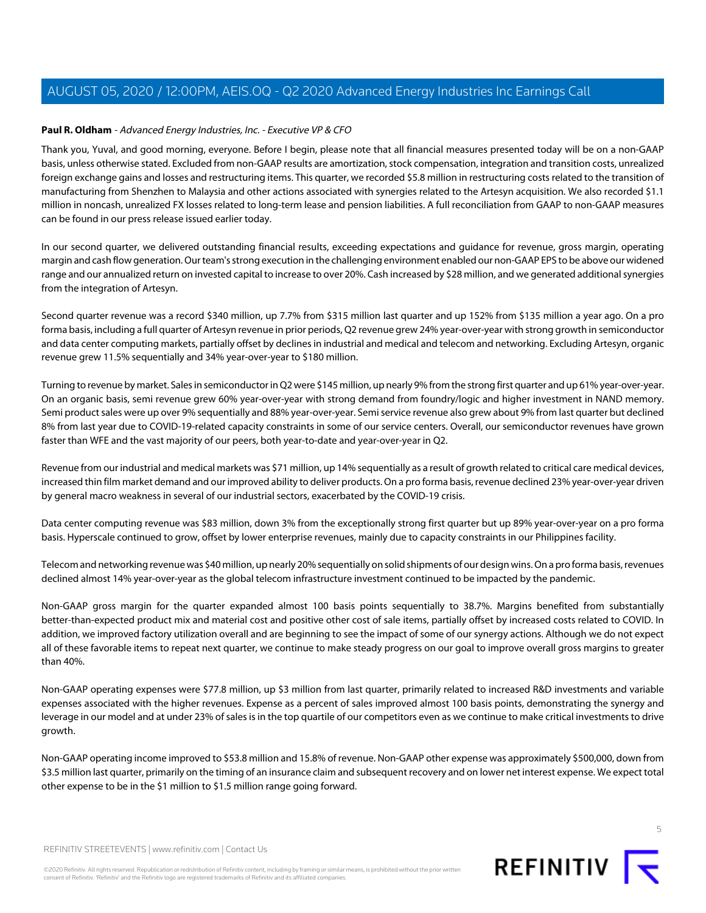**Paul R. Oldham** - *Advanced Energy Industries, Inc. - Executive VP & CFO*

Thank you, Yuval, and good morning, everyone. Before I begin, please note that all financial measures presented today will be on a non-GAAP basis, unless otherwise stated. Excluded from non-GAAP results are amortization, stock compensation, integration and transition costs, unrealized foreign exchange gains and losses and restructuring items. This quarter, we recorded $5.8 million in restructuring costs related to the transition of manufacturing from Shenzhen to Malaysia and other actions associated with synergies related to the Artesyn acquisition. We also recorded $1.1 million in noncash, unrealized FX losses related to long-term lease and pension liabilities. A full reconciliation from GAAP to non-GAAP measures can be found in our press release issued earlier today.

In our second quarter, we delivered outstanding financial results, exceeding expectations and guidance for revenue, gross margin, operating margin and cash flow generation. Our team's strong execution in the challenging environment enabled our non-GAAP EPS to be above our widened range and our annualized return on invested capital to increase to over 20%. Cash increased by $28 million, and we generated additional synergies from the integration of Artesyn.

Second quarter revenue was a record $340 million, up 7.7% from $315 million last quarter and up 152% from $135 million a year ago. On a pro forma basis, including a full quarter of Artesyn revenue in prior periods, Q2 revenue grew 24% year-over-year with strong growth in semiconductor and data center computing markets, partially offset by declines in industrial and medical and telecom and networking. Excluding Artesyn, organic revenue grew 11.5% sequentially and 34% year-over-year to $180 million.

Turning to revenue by market. Sales in semiconductor in Q2 were $145 million, up nearly 9% from the strong first quarter and up 61% year-over-year. On an organic basis, semi revenue grew 60% year-over-year with strong demand from foundry/logic and higher investment in NAND memory. Semi product sales were up over 9% sequentially and 88% year-over-year. Semi service revenue also grew about 9% from last quarter but declined 8% from last year due to COVID-19-related capacity constraints in some of our service centers. Overall, our semiconductor revenues have grown faster than WFE and the vast majority of our peers, both year-to-date and year-over-year in Q2.

Revenue from our industrial and medical markets was $71 million, up 14% sequentially as a result of growth related to critical care medical devices, increased thin film market demand and our improved ability to deliver products. On a pro forma basis, revenue declined 23% year-over-year driven by general macro weakness in several of our industrial sectors, exacerbated by the COVID-19 crisis.

Data center computing revenue was $83 million, down 3% from the exceptionally strong first quarter but up 89% year-over-year on a pro forma basis. Hyperscale continued to grow, offset by lower enterprise revenues, mainly due to capacity constraints in our Philippines facility.

Telecom and networking revenue was $40 million, up nearly 20% sequentially on solid shipments of our design wins. On a pro forma basis, revenues declined almost 14% year-over-year as the global telecom infrastructure investment continued to be impacted by the pandemic.

Non-GAAP gross margin for the quarter expanded almost 100 basis points sequentially to 38.7%. Margins benefited from substantially better-than-expected product mix and material cost and positive other cost of sale items, partially offset by increased costs related to COVID. In addition, we improved factory utilization overall and are beginning to see the impact of some of our synergy actions. Although we do not expect all of these favorable items to repeat next quarter, we continue to make steady progress on our goal to improve overall gross margins to greater than 40%.

Non-GAAP operating expenses were $77.8 million, up $3 million from last quarter, primarily related to increased R&D investments and variable expenses associated with the higher revenues. Expense as a percent of sales improved almost 100 basis points, demonstrating the synergy and leverage in our model and at under 23% of sales is in the top quartile of our competitors even as we continue to make critical investments to drive growth.

Non-GAAP operating income improved to $53.8 million and 15.8% of revenue. Non-GAAP other expense was approximately $500,000, down from $3.5 million last quarter, primarily on the timing of an insurance claim and subsequent recovery and on lower net interest expense. We expect total other expense to be in the $1 million to $1.5 million range going forward.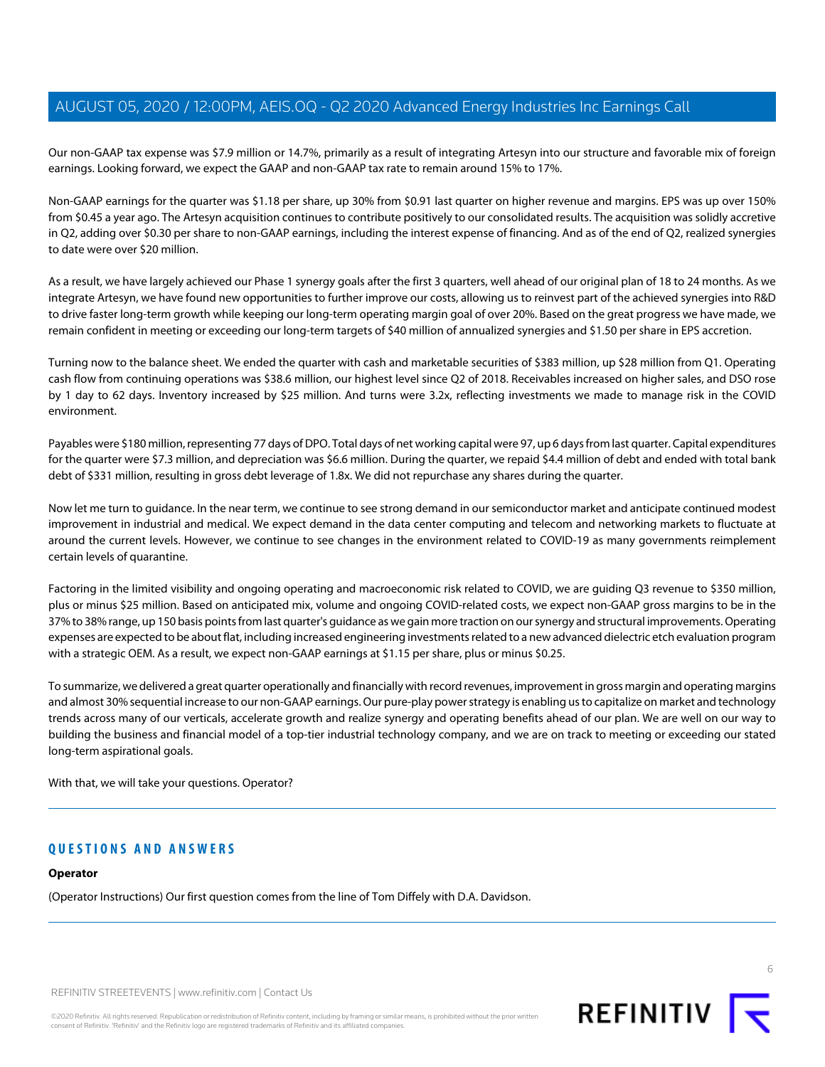Our non-GAAP tax expense was $7.9 million or 14.7%, primarily as a result of integrating Artesyn into our structure and favorable mix of foreign earnings. Looking forward, we expect the GAAP and non-GAAP tax rate to remain around 15% to 17%.

Non-GAAP earnings for the quarter was $1.18 per share, up 30% from $0.91 last quarter on higher revenue and margins. EPS was up over 150% from $0.45 a year ago. The Artesyn acquisition continues to contribute positively to our consolidated results. The acquisition was solidly accretive in Q2, adding over $0.30 per share to non-GAAP earnings, including the interest expense of financing. And as of the end of Q2, realized synergies to date were over $20 million.

As a result, we have largely achieved our Phase 1 synergy goals after the first 3 quarters, well ahead of our original plan of 18 to 24 months. As we integrate Artesyn, we have found new opportunities to further improve our costs, allowing us to reinvest part of the achieved synergies into R&D to drive faster long-term growth while keeping our long-term operating margin goal of over 20%. Based on the great progress we have made, we remain confident in meeting or exceeding our long-term targets of $40 million of annualized synergies and $1.50 per share in EPS accretion.

Turning now to the balance sheet. We ended the quarter with cash and marketable securities of $383 million, up $28 million from Q1. Operating cash flow from continuing operations was $38.6 million, our highest level since Q2 of 2018. Receivables increased on higher sales, and DSO rose by 1 day to 62 days. Inventory increased by $25 million. And turns were 3.2x, reflecting investments we made to manage risk in the COVID environment.

Payables were $180 million, representing 77 days of DPO. Total days of net working capital were 97, up 6 days from last quarter. Capital expenditures for the quarter were $7.3 million, and depreciation was $6.6 million. During the quarter, we repaid $4.4 million of debt and ended with total bank debt of $331 million, resulting in gross debt leverage of 1.8x. We did not repurchase any shares during the quarter.

Now let me turn to guidance. In the near term, we continue to see strong demand in our semiconductor market and anticipate continued modest improvement in industrial and medical. We expect demand in the data center computing and telecom and networking markets to fluctuate at around the current levels. However, we continue to see changes in the environment related to COVID-19 as many governments reimplement certain levels of quarantine.

Factoring in the limited visibility and ongoing operating and macroeconomic risk related to COVID, we are guiding Q3 revenue to $350 million, plus or minus $25 million. Based on anticipated mix, volume and ongoing COVID-related costs, we expect non-GAAP gross margins to be in the 37% to 38% range, up 150 basis points from last quarter's guidance as we gain more traction on our synergy and structural improvements. Operating expenses are expected to be about flat, including increased engineering investments related to a new advanced dielectric etch evaluation program with a strategic OEM. As a result, we expect non-GAAP earnings at $1.15 per share, plus or minus $0.25.

To summarize, we delivered a great quarter operationally and financially with record revenues, improvement in gross margin and operating margins and almost 30% sequential increase to our non-GAAP earnings. Our pure-play power strategy is enabling us to capitalize on market and technology trends across many of our verticals, accelerate growth and realize synergy and operating benefits ahead of our plan. We are well on our way to building the business and financial model of a top-tier industrial technology company, and we are on track to meeting or exceeding our stated long-term aspirational goals.

With that, we will take your questions. Operator?

## QUESTIONS AND ANSWERS

**Operator**

(Operator Instructions) Our first question comes from the line of Tom Diffely with D.A. Davidson.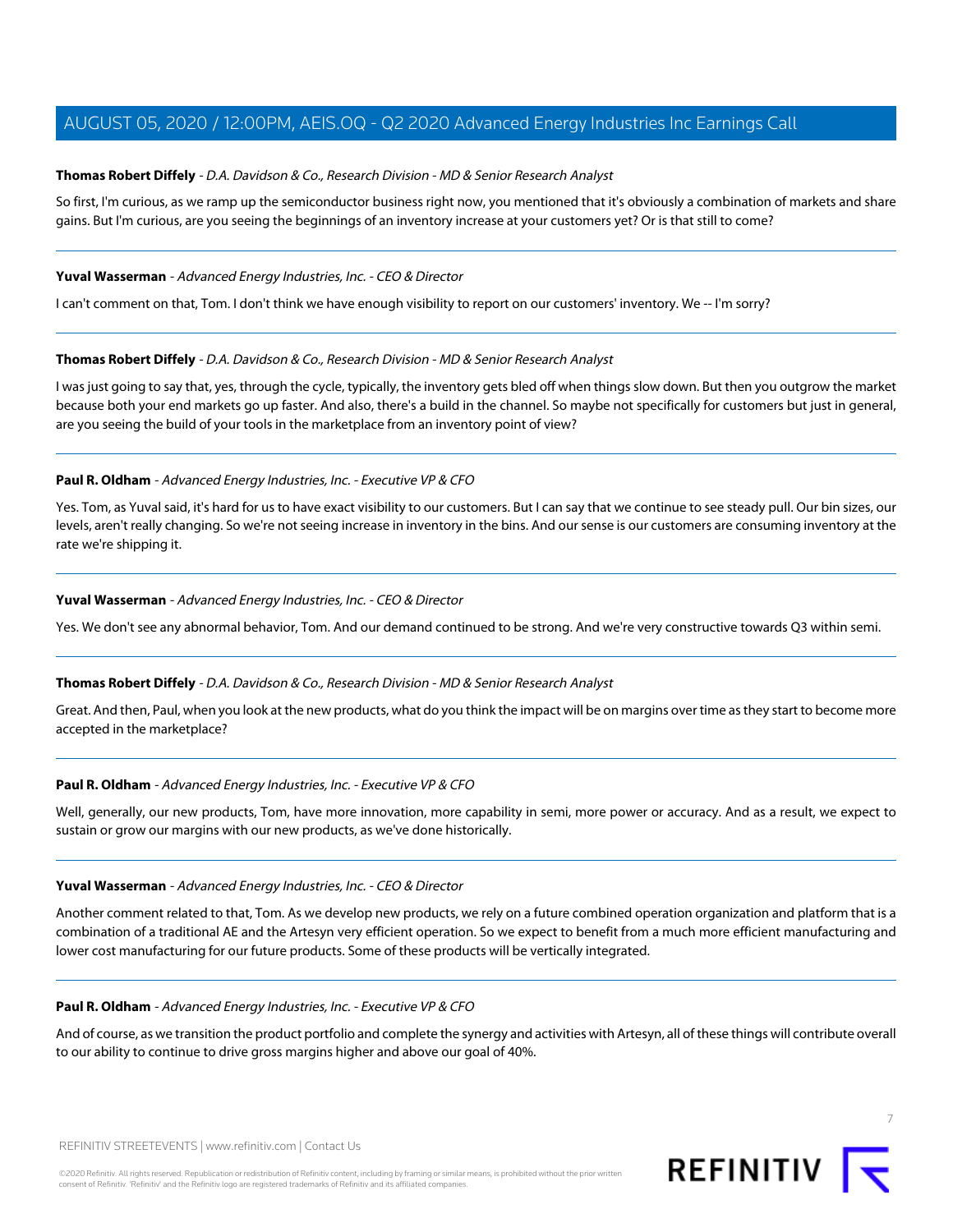**Thomas Robert Diffely** - *D.A. Davidson & Co., Research Division - MD & Senior Research Analyst*

So first, I'm curious, as we ramp up the semiconductor business right now, you mentioned that it's obviously a combination of markets and share gains. But I'm curious, are you seeing the beginnings of an inventory increase at your customers yet? Or is that still to come?

---

**Yuval Wasserman** - *Advanced Energy Industries, Inc. - CEO & Director*

I can't comment on that, Tom. I don't think we have enough visibility to report on our customers' inventory. We -- I'm sorry?

---

**Thomas Robert Diffely** - *D.A. Davidson & Co., Research Division - MD & Senior Research Analyst*

I was just going to say that, yes, through the cycle, typically, the inventory gets bled off when things slow down. But then you outgrow the market because both your end markets go up faster. And also, there's a build in the channel. So maybe not specifically for customers but just in general, are you seeing the build of your tools in the marketplace from an inventory point of view?

---

**Paul R. Oldham** - *Advanced Energy Industries, Inc. - Executive VP & CFO*

Yes. Tom, as Yuval said, it's hard for us to have exact visibility to our customers. But I can say that we continue to see steady pull. Our bin sizes, our levels, aren't really changing. So we're not seeing increase in inventory in the bins. And our sense is our customers are consuming inventory at the rate we're shipping it.

---

**Yuval Wasserman** - *Advanced Energy Industries, Inc. - CEO & Director*

Yes. We don't see any abnormal behavior, Tom. And our demand continued to be strong. And we're very constructive towards Q3 within semi.

---

**Thomas Robert Diffely** - *D.A. Davidson & Co., Research Division - MD & Senior Research Analyst*

Great. And then, Paul, when you look at the new products, what do you think the impact will be on margins over time as they start to become more accepted in the marketplace?

---

**Paul R. Oldham** - *Advanced Energy Industries, Inc. - Executive VP & CFO*

Well, generally, our new products, Tom, have more innovation, more capability in semi, more power or accuracy. And as a result, we expect to sustain or grow our margins with our new products, as we've done historically.

---

**Yuval Wasserman** - *Advanced Energy Industries, Inc. - CEO & Director*

Another comment related to that, Tom. As we develop new products, we rely on a future combined operation organization and platform that is a combination of a traditional AE and the Artesyn very efficient operation. So we expect to benefit from a much more efficient manufacturing and lower cost manufacturing for our future products. Some of these products will be vertically integrated.

---

**Paul R. Oldham** - *Advanced Energy Industries, Inc. - Executive VP & CFO*

And of course, as we transition the product portfolio and complete the synergy and activities with Artesyn, all of these things will contribute overall to our ability to continue to drive gross margins higher and above our goal of 40%.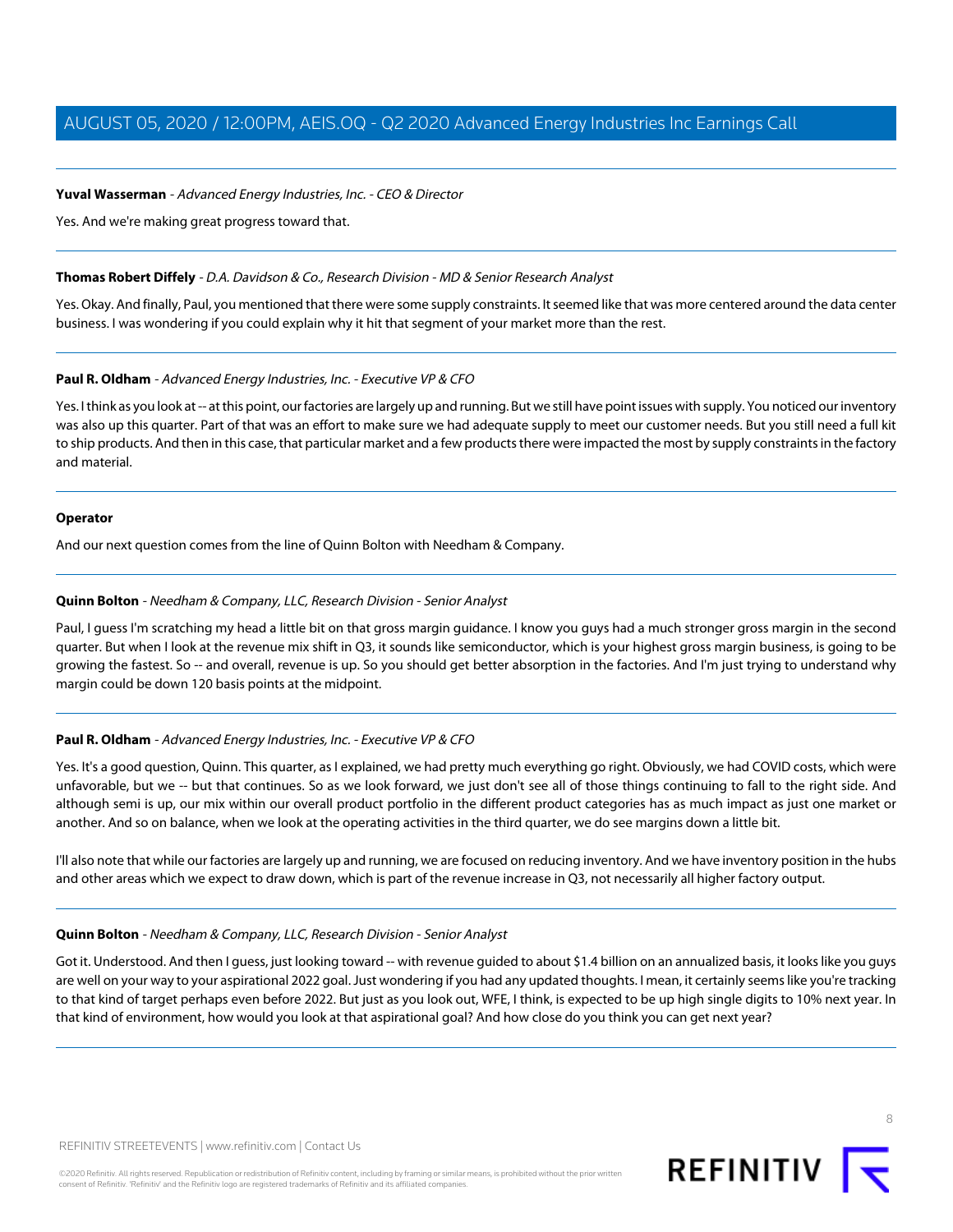**Yuval Wasserman** - *Advanced Energy Industries, Inc. - CEO & Director*

Yes. And we're making great progress toward that.

---

**Thomas Robert Diffely** - *D.A. Davidson & Co., Research Division - MD & Senior Research Analyst*

Yes. Okay. And finally, Paul, you mentioned that there were some supply constraints. It seemed like that was more centered around the data center business. I was wondering if you could explain why it hit that segment of your market more than the rest.

---

**Paul R. Oldham** - *Advanced Energy Industries, Inc. - Executive VP & CFO*

Yes. I think as you look at -- at this point, our factories are largely up and running. But we still have point issues with supply. You noticed our inventory was also up this quarter. Part of that was an effort to make sure we had adequate supply to meet our customer needs. But you still need a full kit to ship products. And then in this case, that particular market and a few products there were impacted the most by supply constraints in the factory and material.

---

**Operator**

And our next question comes from the line of Quinn Bolton with Needham & Company.

---

**Quinn Bolton** - *Needham & Company, LLC, Research Division - Senior Analyst*

Paul, I guess I'm scratching my head a little bit on that gross margin guidance. I know you guys had a much stronger gross margin in the second quarter. But when I look at the revenue mix shift in Q3, it sounds like semiconductor, which is your highest gross margin business, is going to be growing the fastest. So -- and overall, revenue is up. So you should get better absorption in the factories. And I'm just trying to understand why margin could be down 120 basis points at the midpoint.

---

**Paul R. Oldham** - *Advanced Energy Industries, Inc. - Executive VP & CFO*

Yes. It's a good question, Quinn. This quarter, as I explained, we had pretty much everything go right. Obviously, we had COVID costs, which were unfavorable, but we -- but that continues. So as we look forward, we just don't see all of those things continuing to fall to the right side. And although semi is up, our mix within our overall product portfolio in the different product categories has as much impact as just one market or another. And so on balance, when we look at the operating activities in the third quarter, we do see margins down a little bit.

I'll also note that while our factories are largely up and running, we are focused on reducing inventory. And we have inventory position in the hubs and other areas which we expect to draw down, which is part of the revenue increase in Q3, not necessarily all higher factory output.

---

**Quinn Bolton** - *Needham & Company, LLC, Research Division - Senior Analyst*

Got it. Understood. And then I guess, just looking toward -- with revenue guided to about $1.4 billion on an annualized basis, it looks like you guys are well on your way to your aspirational 2022 goal. Just wondering if you had any updated thoughts. I mean, it certainly seems like you're tracking to that kind of target perhaps even before 2022. But just as you look out, WFE, I think, is expected to be up high single digits to 10% next year. In that kind of environment, how would you look at that aspirational goal? And how close do you think you can get next year?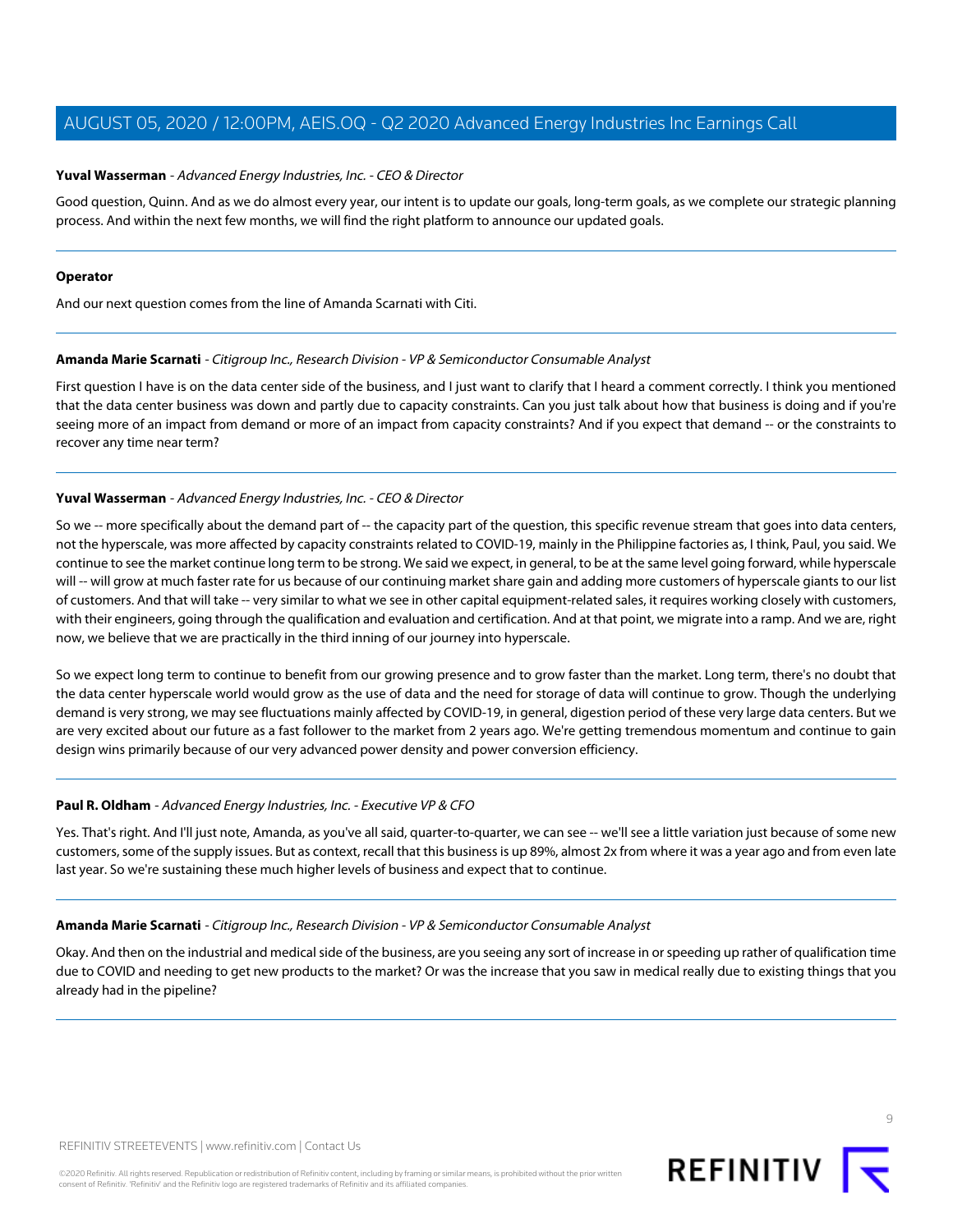**Yuval Wasserman** - *Advanced Energy Industries, Inc. - CEO & Director*

Good question, Quinn. And as we do almost every year, our intent is to update our goals, long-term goals, as we complete our strategic planning process. And within the next few months, we will find the right platform to announce our updated goals.

---

**Operator**

And our next question comes from the line of Amanda Scarnati with Citi.

---

**Amanda Marie Scarnati** - *Citigroup Inc., Research Division - VP & Semiconductor Consumable Analyst*

First question I have is on the data center side of the business, and I just want to clarify that I heard a comment correctly. I think you mentioned that the data center business was down and partly due to capacity constraints. Can you just talk about how that business is doing and if you're seeing more of an impact from demand or more of an impact from capacity constraints? And if you expect that demand -- or the constraints to recover any time near term?

---

**Yuval Wasserman** - *Advanced Energy Industries, Inc. - CEO & Director*

So we -- more specifically about the demand part of -- the capacity part of the question, this specific revenue stream that goes into data centers, not the hyperscale, was more affected by capacity constraints related to COVID-19, mainly in the Philippine factories as, I think, Paul, you said. We continue to see the market continue long term to be strong. We said we expect, in general, to be at the same level going forward, while hyperscale will -- will grow at much faster rate for us because of our continuing market share gain and adding more customers of hyperscale giants to our list of customers. And that will take -- very similar to what we see in other capital equipment-related sales, it requires working closely with customers, with their engineers, going through the qualification and evaluation and certification. And at that point, we migrate into a ramp. And we are, right now, we believe that we are practically in the third inning of our journey into hyperscale.

So we expect long term to continue to benefit from our growing presence and to grow faster than the market. Long term, there's no doubt that the data center hyperscale world would grow as the use of data and the need for storage of data will continue to grow. Though the underlying demand is very strong, we may see fluctuations mainly affected by COVID-19, in general, digestion period of these very large data centers. But we are very excited about our future as a fast follower to the market from 2 years ago. We're getting tremendous momentum and continue to gain design wins primarily because of our very advanced power density and power conversion efficiency.

---

**Paul R. Oldham** - *Advanced Energy Industries, Inc. - Executive VP & CFO*

Yes. That's right. And I'll just note, Amanda, as you've all said, quarter-to-quarter, we can see -- we'll see a little variation just because of some new customers, some of the supply issues. But as context, recall that this business is up 89%, almost 2x from where it was a year ago and from even late last year. So we're sustaining these much higher levels of business and expect that to continue.

---

**Amanda Marie Scarnati** - *Citigroup Inc., Research Division - VP & Semiconductor Consumable Analyst*

Okay. And then on the industrial and medical side of the business, are you seeing any sort of increase in or speeding up rather of qualification time due to COVID and needing to get new products to the market? Or was the increase that you saw in medical really due to existing things that you already had in the pipeline?

---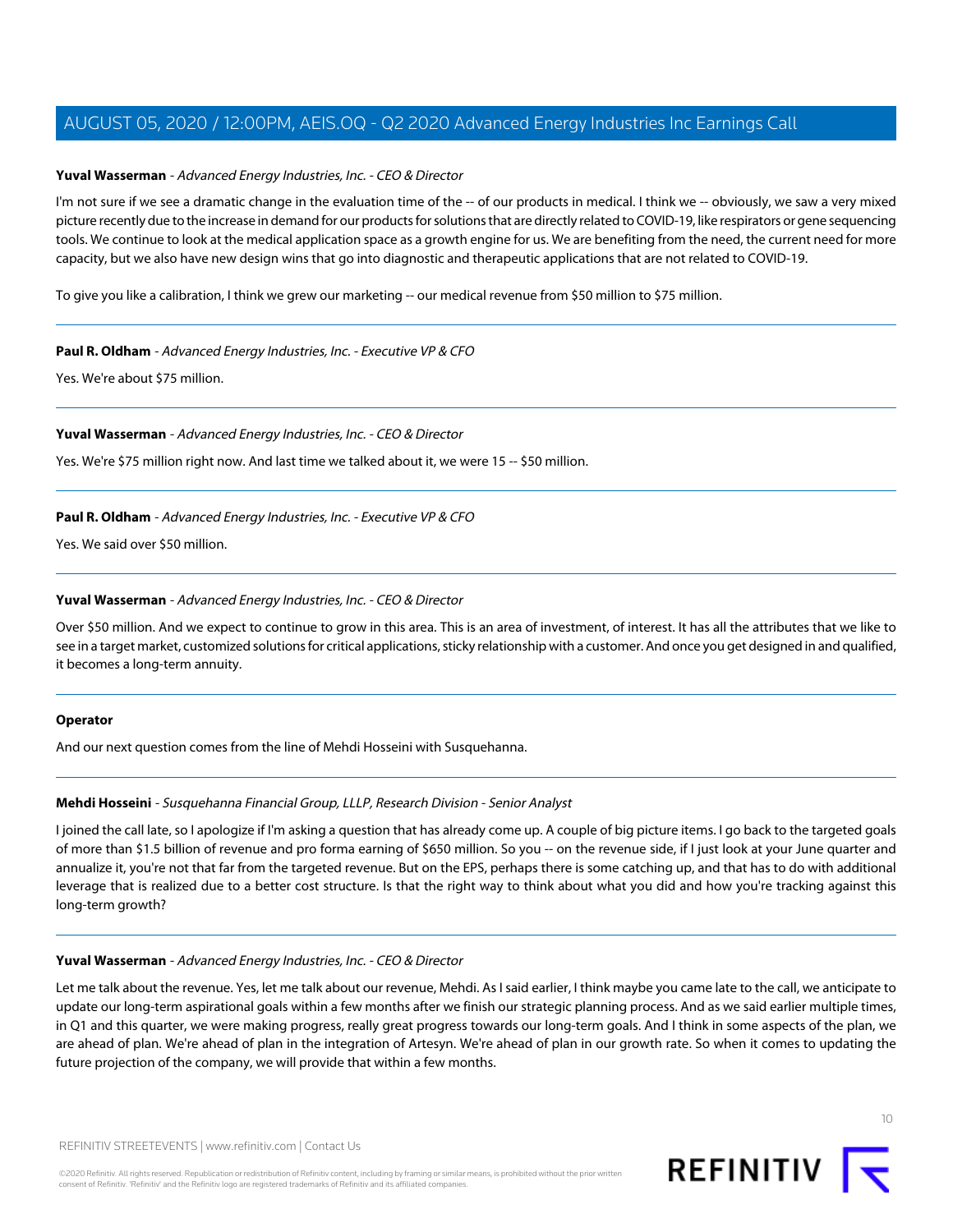**Yuval Wasserman** - *Advanced Energy Industries, Inc. - CEO & Director*

I'm not sure if we see a dramatic change in the evaluation time of the -- of our products in medical. I think we -- obviously, we saw a very mixed picture recently due to the increase in demand for our products for solutions that are directly related to COVID-19, like respirators or gene sequencing tools. We continue to look at the medical application space as a growth engine for us. We are benefiting from the need, the current need for more capacity, but we also have new design wins that go into diagnostic and therapeutic applications that are not related to COVID-19.

To give you like a calibration, I think we grew our marketing -- our medical revenue from $50 million to $75 million.

---

**Paul R. Oldham** - *Advanced Energy Industries, Inc. - Executive VP & CFO*

Yes. We're about $75 million.

---

**Yuval Wasserman** - *Advanced Energy Industries, Inc. - CEO & Director*

Yes. We're $75 million right now. And last time we talked about it, we were 15 -- $50 million.

---

**Paul R. Oldham** - *Advanced Energy Industries, Inc. - Executive VP & CFO*

Yes. We said over $50 million.

---

**Yuval Wasserman** - *Advanced Energy Industries, Inc. - CEO & Director*

Over $50 million. And we expect to continue to grow in this area. This is an area of investment, of interest. It has all the attributes that we like to see in a target market, customized solutions for critical applications, sticky relationship with a customer. And once you get designed in and qualified, it becomes a long-term annuity.

---

**Operator**

And our next question comes from the line of Mehdi Hosseini with Susquehanna.

---

**Mehdi Hosseini** - *Susquehanna Financial Group, LLLP, Research Division - Senior Analyst*

I joined the call late, so I apologize if I'm asking a question that has already come up. A couple of big picture items. I go back to the targeted goals of more than $1.5 billion of revenue and pro forma earning of $650 million. So you -- on the revenue side, if I just look at your June quarter and annualize it, you're not that far from the targeted revenue. But on the EPS, perhaps there is some catching up, and that has to do with additional leverage that is realized due to a better cost structure. Is that the right way to think about what you did and how you're tracking against this long-term growth?

---

**Yuval Wasserman** - *Advanced Energy Industries, Inc. - CEO & Director*

Let me talk about the revenue. Yes, let me talk about our revenue, Mehdi. As I said earlier, I think maybe you came late to the call, we anticipate to update our long-term aspirational goals within a few months after we finish our strategic planning process. And as we said earlier multiple times, in Q1 and this quarter, we were making progress, really great progress towards our long-term goals. And I think in some aspects of the plan, we are ahead of plan. We're ahead of plan in the integration of Artesyn. We're ahead of plan in our growth rate. So when it comes to updating the future projection of the company, we will provide that within a few months.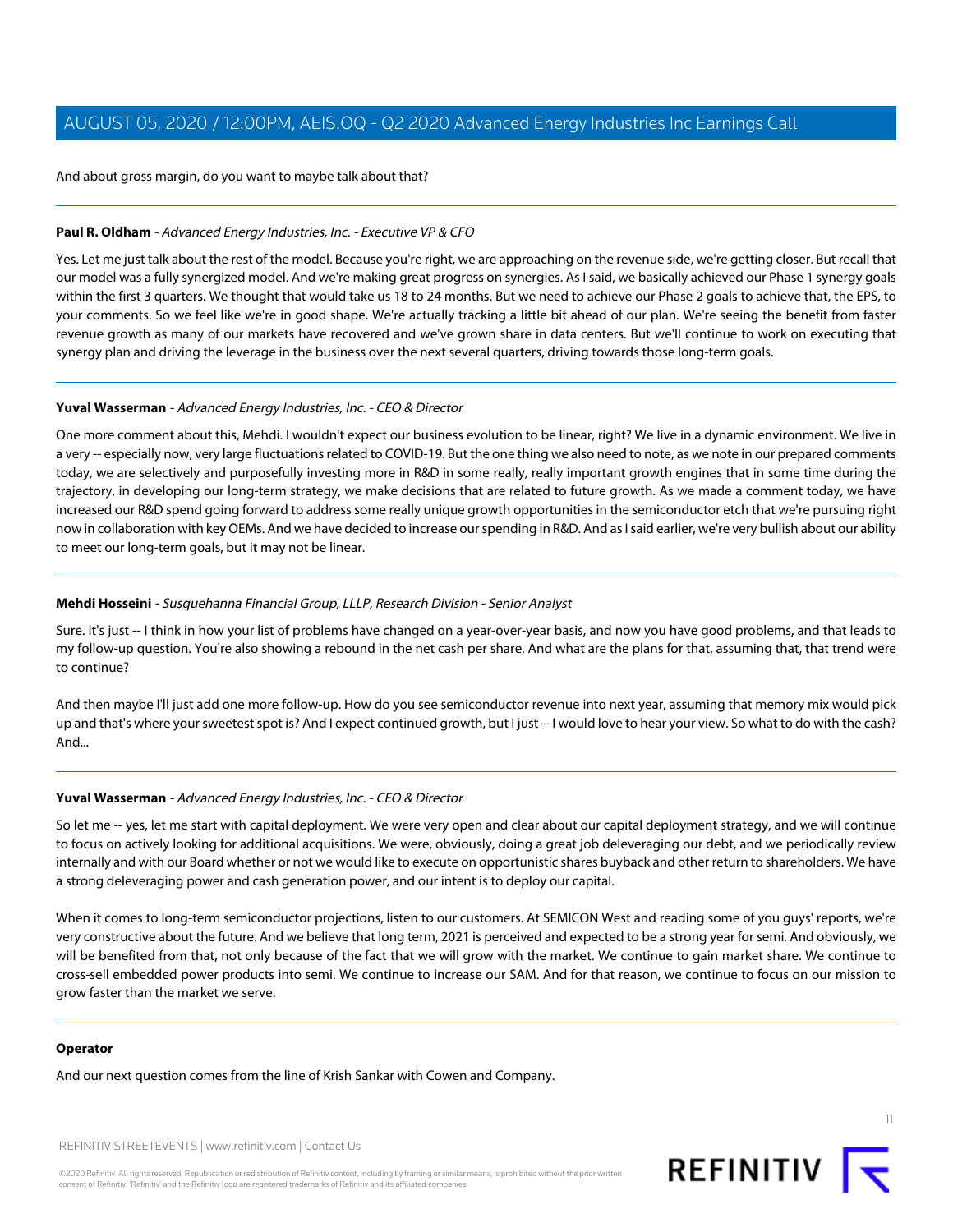And about gross margin, do you want to maybe talk about that?

---

**Paul R. Oldham** - *Advanced Energy Industries, Inc. - Executive VP & CFO*

Yes. Let me just talk about the rest of the model. Because you're right, we are approaching on the revenue side, we're getting closer. But recall that our model was a fully synergized model. And we're making great progress on synergies. As I said, we basically achieved our Phase 1 synergy goals within the first 3 quarters. We thought that would take us 18 to 24 months. But we need to achieve our Phase 2 goals to achieve that, the EPS, to your comments. So we feel like we're in good shape. We're actually tracking a little bit ahead of our plan. We're seeing the benefit from faster revenue growth as many of our markets have recovered and we've grown share in data centers. But we'll continue to work on executing that synergy plan and driving the leverage in the business over the next several quarters, driving towards those long-term goals.

---

**Yuval Wasserman** - *Advanced Energy Industries, Inc. - CEO & Director*

One more comment about this, Mehdi. I wouldn't expect our business evolution to be linear, right? We live in a dynamic environment. We live in a very -- especially now, very large fluctuations related to COVID-19. But the one thing we also need to note, as we note in our prepared comments today, we are selectively and purposefully investing more in R&D in some really, really important growth engines that in some time during the trajectory, in developing our long-term strategy, we make decisions that are related to future growth. As we made a comment today, we have increased our R&D spend going forward to address some really unique growth opportunities in the semiconductor etch that we're pursuing right now in collaboration with key OEMs. And we have decided to increase our spending in R&D. And as I said earlier, we're very bullish about our ability to meet our long-term goals, but it may not be linear.

---

**Mehdi Hosseini** - *Susquehanna Financial Group, LLLP, Research Division - Senior Analyst*

Sure. It's just -- I think in how your list of problems have changed on a year-over-year basis, and now you have good problems, and that leads to my follow-up question. You're also showing a rebound in the net cash per share. And what are the plans for that, assuming that, that trend were to continue?

And then maybe I'll just add one more follow-up. How do you see semiconductor revenue into next year, assuming that memory mix would pick up and that's where your sweetest spot is? And I expect continued growth, but I just -- I would love to hear your view. So what to do with the cash? And...

---

**Yuval Wasserman** - *Advanced Energy Industries, Inc. - CEO & Director*

So let me -- yes, let me start with capital deployment. We were very open and clear about our capital deployment strategy, and we will continue to focus on actively looking for additional acquisitions. We were, obviously, doing a great job deleveraging our debt, and we periodically review internally and with our Board whether or not we would like to execute on opportunistic shares buyback and other return to shareholders. We have a strong deleveraging power and cash generation power, and our intent is to deploy our capital.

When it comes to long-term semiconductor projections, listen to our customers. At SEMICON West and reading some of you guys' reports, we're very constructive about the future. And we believe that long term, 2021 is perceived and expected to be a strong year for semi. And obviously, we will be benefited from that, not only because of the fact that we will grow with the market. We continue to gain market share. We continue to cross-sell embedded power products into semi. We continue to increase our SAM. And for that reason, we continue to focus on our mission to grow faster than the market we serve.

---

**Operator**

And our next question comes from the line of Krish Sankar with Cowen and Company.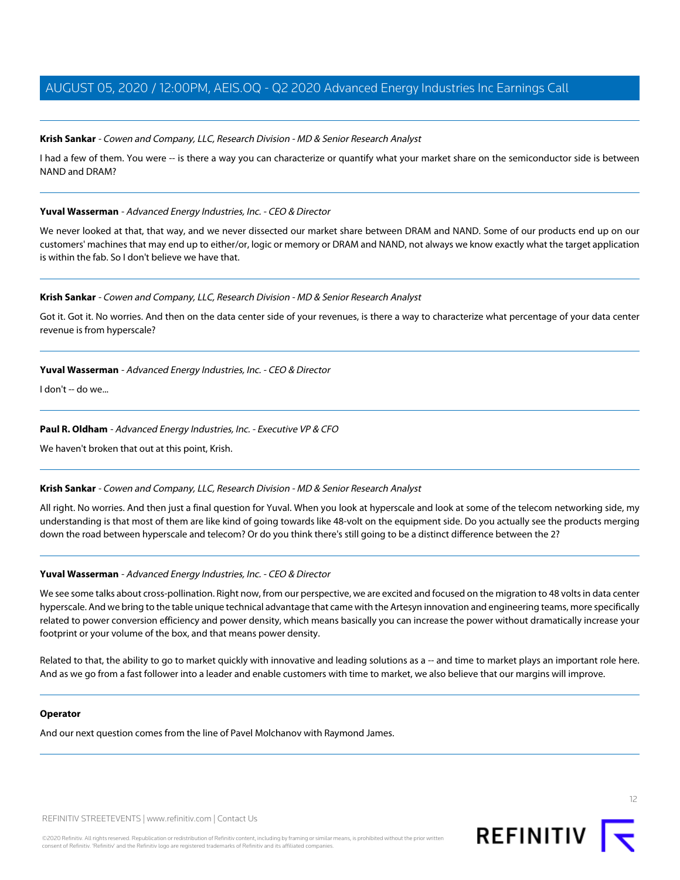**Krish Sankar** - *Cowen and Company, LLC, Research Division - MD & Senior Research Analyst*

I had a few of them. You were -- is there a way you can characterize or quantify what your market share on the semiconductor side is between NAND and DRAM?

---

**Yuval Wasserman** - *Advanced Energy Industries, Inc. - CEO & Director*

We never looked at that, that way, and we never dissected our market share between DRAM and NAND. Some of our products end up on our customers' machines that may end up to either/or, logic or memory or DRAM and NAND, not always we know exactly what the target application is within the fab. So I don't believe we have that.

---

**Krish Sankar** - *Cowen and Company, LLC, Research Division - MD & Senior Research Analyst*

Got it. Got it. No worries. And then on the data center side of your revenues, is there a way to characterize what percentage of your data center revenue is from hyperscale?

---

**Yuval Wasserman** - *Advanced Energy Industries, Inc. - CEO & Director*

I don't -- do we...

---

**Paul R. Oldham** - *Advanced Energy Industries, Inc. - Executive VP & CFO*

We haven't broken that out at this point, Krish.

---

**Krish Sankar** - *Cowen and Company, LLC, Research Division - MD & Senior Research Analyst*

All right. No worries. And then just a final question for Yuval. When you look at hyperscale and look at some of the telecom networking side, my understanding is that most of them are like kind of going towards like 48-volt on the equipment side. Do you actually see the products merging down the road between hyperscale and telecom? Or do you think there's still going to be a distinct difference between the 2?

---

**Yuval Wasserman** - *Advanced Energy Industries, Inc. - CEO & Director*

We see some talks about cross-pollination. Right now, from our perspective, we are excited and focused on the migration to 48 volts in data center hyperscale. And we bring to the table unique technical advantage that came with the Artesyn innovation and engineering teams, more specifically related to power conversion efficiency and power density, which means basically you can increase the power without dramatically increase your footprint or your volume of the box, and that means power density.

Related to that, the ability to go to market quickly with innovative and leading solutions as a -- and time to market plays an important role here. And as we go from a fast follower into a leader and enable customers with time to market, we also believe that our margins will improve.

---

**Operator**

And our next question comes from the line of Pavel Molchanov with Raymond James.

---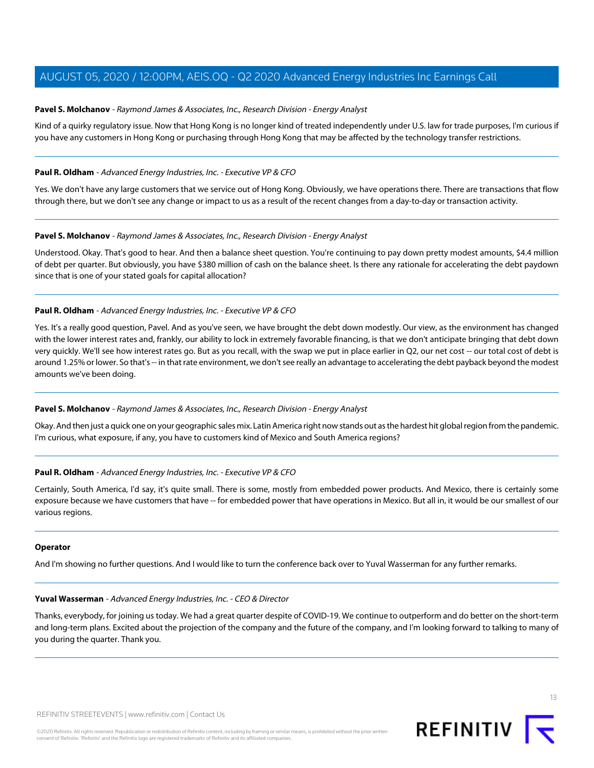**Pavel S. Molchanov** - *Raymond James & Associates, Inc., Research Division - Energy Analyst*

Kind of a quirky regulatory issue. Now that Hong Kong is no longer kind of treated independently under U.S. law for trade purposes, I'm curious if you have any customers in Hong Kong or purchasing through Hong Kong that may be affected by the technology transfer restrictions.

---

**Paul R. Oldham** - *Advanced Energy Industries, Inc. - Executive VP & CFO*

Yes. We don't have any large customers that we service out of Hong Kong. Obviously, we have operations there. There are transactions that flow through there, but we don't see any change or impact to us as a result of the recent changes from a day-to-day or transaction activity.

---

**Pavel S. Molchanov** - *Raymond James & Associates, Inc., Research Division - Energy Analyst*

Understood. Okay. That's good to hear. And then a balance sheet question. You're continuing to pay down pretty modest amounts, $4.4 million of debt per quarter. But obviously, you have $380 million of cash on the balance sheet. Is there any rationale for accelerating the debt paydown since that is one of your stated goals for capital allocation?

---

**Paul R. Oldham** - *Advanced Energy Industries, Inc. - Executive VP & CFO*

Yes. It's a really good question, Pavel. And as you've seen, we have brought the debt down modestly. Our view, as the environment has changed with the lower interest rates and, frankly, our ability to lock in extremely favorable financing, is that we don't anticipate bringing that debt down very quickly. We'll see how interest rates go. But as you recall, with the swap we put in place earlier in Q2, our net cost -- our total cost of debt is around 1.25% or lower. So that's -- in that rate environment, we don't see really an advantage to accelerating the debt payback beyond the modest amounts we've been doing.

---

**Pavel S. Molchanov** - *Raymond James & Associates, Inc., Research Division - Energy Analyst*

Okay. And then just a quick one on your geographic sales mix. Latin America right now stands out as the hardest hit global region from the pandemic. I'm curious, what exposure, if any, you have to customers kind of Mexico and South America regions?

---

**Paul R. Oldham** - *Advanced Energy Industries, Inc. - Executive VP & CFO*

Certainly, South America, I'd say, it's quite small. There is some, mostly from embedded power products. And Mexico, there is certainly some exposure because we have customers that have -- for embedded power that have operations in Mexico. But all in, it would be our smallest of our various regions.

---

**Operator**

And I'm showing no further questions. And I would like to turn the conference back over to Yuval Wasserman for any further remarks.

---

**Yuval Wasserman** - *Advanced Energy Industries, Inc. - CEO & Director*

Thanks, everybody, for joining us today. We had a great quarter despite of COVID-19. We continue to outperform and do better on the short-term and long-term plans. Excited about the projection of the company and the future of the company, and I'm looking forward to talking to many of you during the quarter. Thank you.

---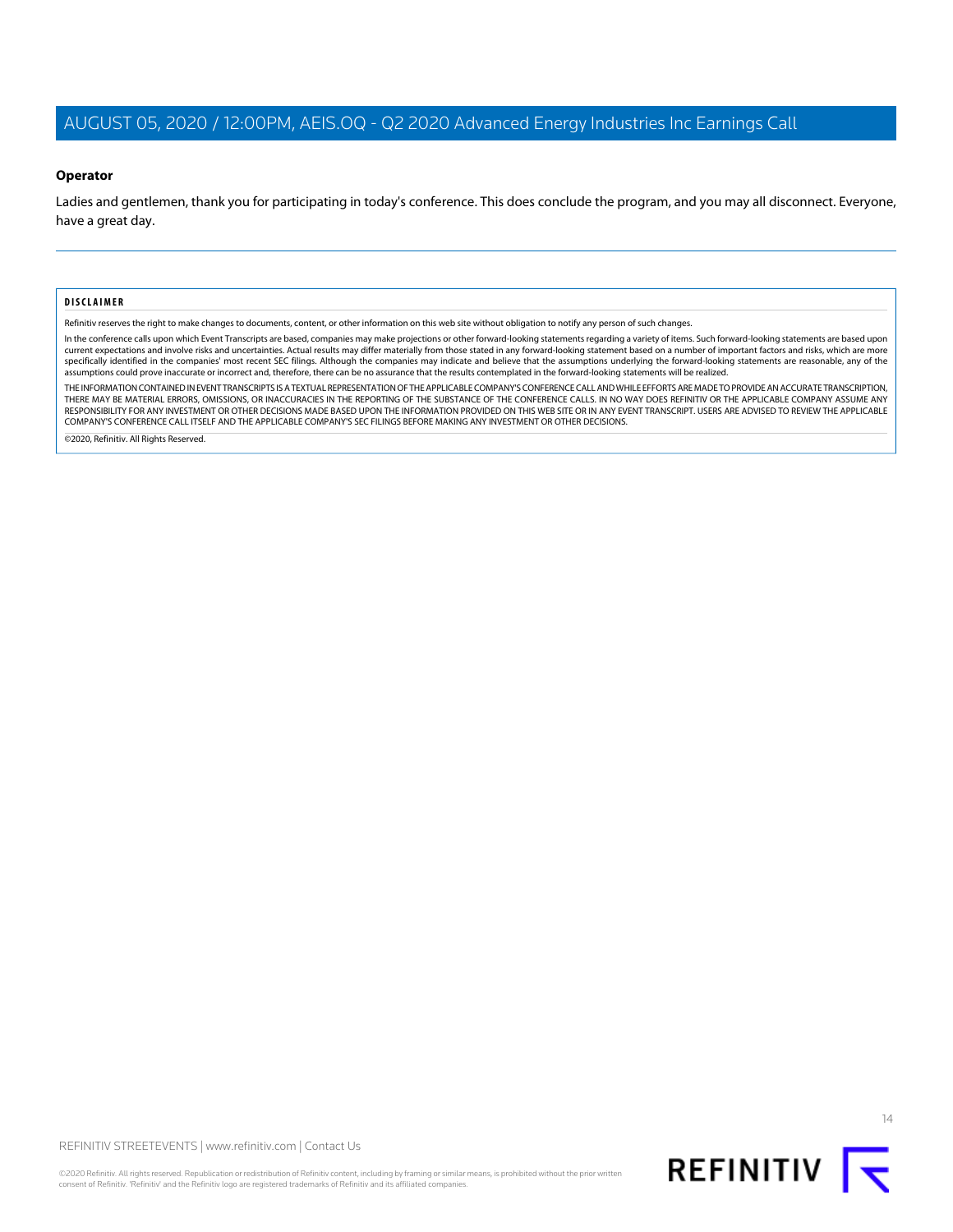**Operator**

Ladies and gentlemen, thank you for participating in today's conference. This does conclude the program, and you may all disconnect. Everyone, have a great day.

---

**DISCLAIMER**

Refinitiv reserves the right to make changes to documents, content, or other information on this web site without obligation to notify any person of such changes.

In the conference calls upon which Event Transcripts are based, companies may make projections or other forward-looking statements regarding a variety of items. Such forward-looking statements are based upon current expectations and involve risks and uncertainties. Actual results may differ materially from those stated in any forward-looking statement based on a number of important factors and risks, which are more specifically identified in the companies' most recent SEC filings. Although the companies may indicate and believe that the assumptions underlying the forward-looking statements are reasonable, any of the assumptions could prove inaccurate or incorrect and, therefore, there can be no assurance that the results contemplated in the forward-looking statements will be realized.

THE INFORMATION CONTAINED IN EVENT TRANSCRIPTS IS A TEXTUAL REPRESENTATION OF THE APPLICABLE COMPANY'S CONFERENCE CALL AND WHILE EFFORTS ARE MADE TO PROVIDE AN ACCURATE TRANSCRIPTION, THERE MAY BE MATERIAL ERRORS, OMISSIONS, OR INACCURACIES IN THE REPORTING OF THE SUBSTANCE OF THE CONFERENCE CALLS. IN NO WAY DOES REFINITIV OR THE APPLICABLE COMPANY ASSUME ANY RESPONSIBILITY FOR ANY INVESTMENT OR OTHER DECISIONS MADE BASED UPON THE INFORMATION PROVIDED ON THIS WEB SITE OR IN ANY EVENT TRANSCRIPT. USERS ARE ADVISED TO REVIEW THE APPLICABLE COMPANY'S CONFERENCE CALL ITSELF AND THE APPLICABLE COMPANY'S SEC FILINGS BEFORE MAKING ANY INVESTMENT OR OTHER DECISIONS.

©2020, Refinitiv. All Rights Reserved.